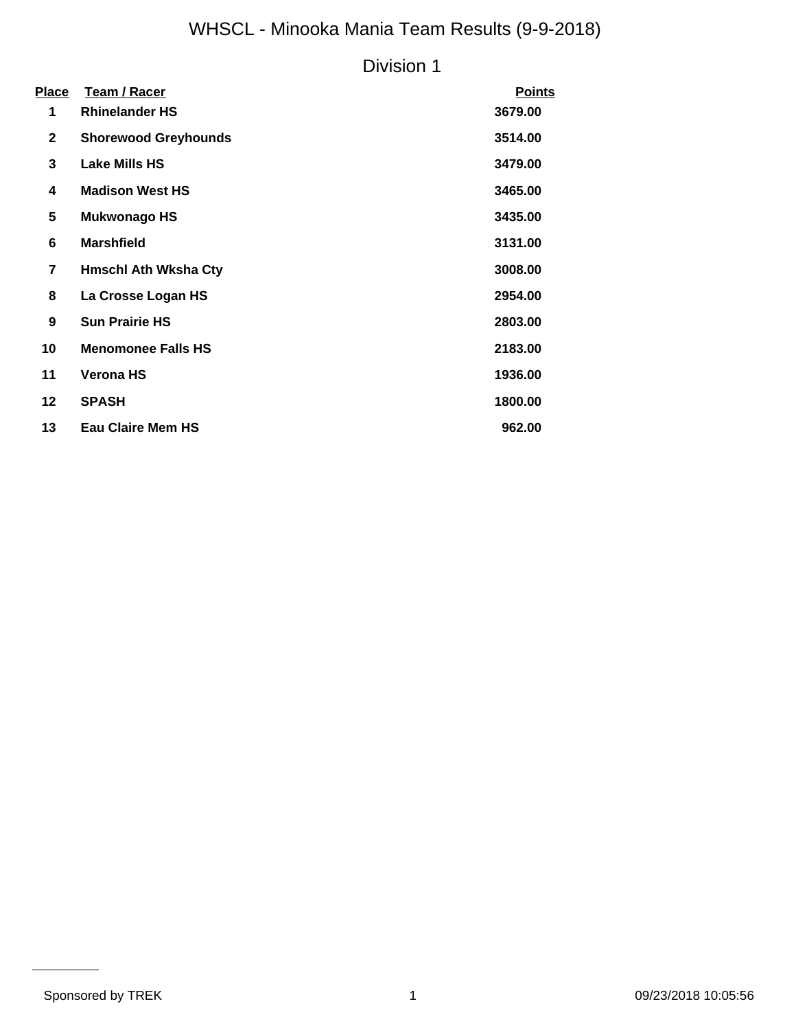# WHSCL - Minooka Mania Team Results (9-9-2018)

## Division 1

| Place | Team / Racer | Points |
|---|---|---|
| 1 | **Rhinelander HS** | **3679.00** |
| 2 | **Shorewood Greyhounds** | **3514.00** |
| 3 | **Lake Mills HS** | **3479.00** |
| 4 | **Madison West HS** | **3465.00** |
| 5 | **Mukwonago HS** | **3435.00** |
| 6 | **Marshfield** | **3131.00** |
| 7 | **Hmschl Ath Wksha Cty** | **3008.00** |
| 8 | **La Crosse Logan HS** | **2954.00** |
| 9 | **Sun Prairie HS** | **2803.00** |
| 10 | **Menomonee Falls HS** | **2183.00** |
| 11 | **Verona HS** | **1936.00** |
| 12 | **SPASH** | **1800.00** |
| 13 | **Eau Claire Mem HS** | **962.00** |

Sponsored by TREK

09/23/2018 10:05:56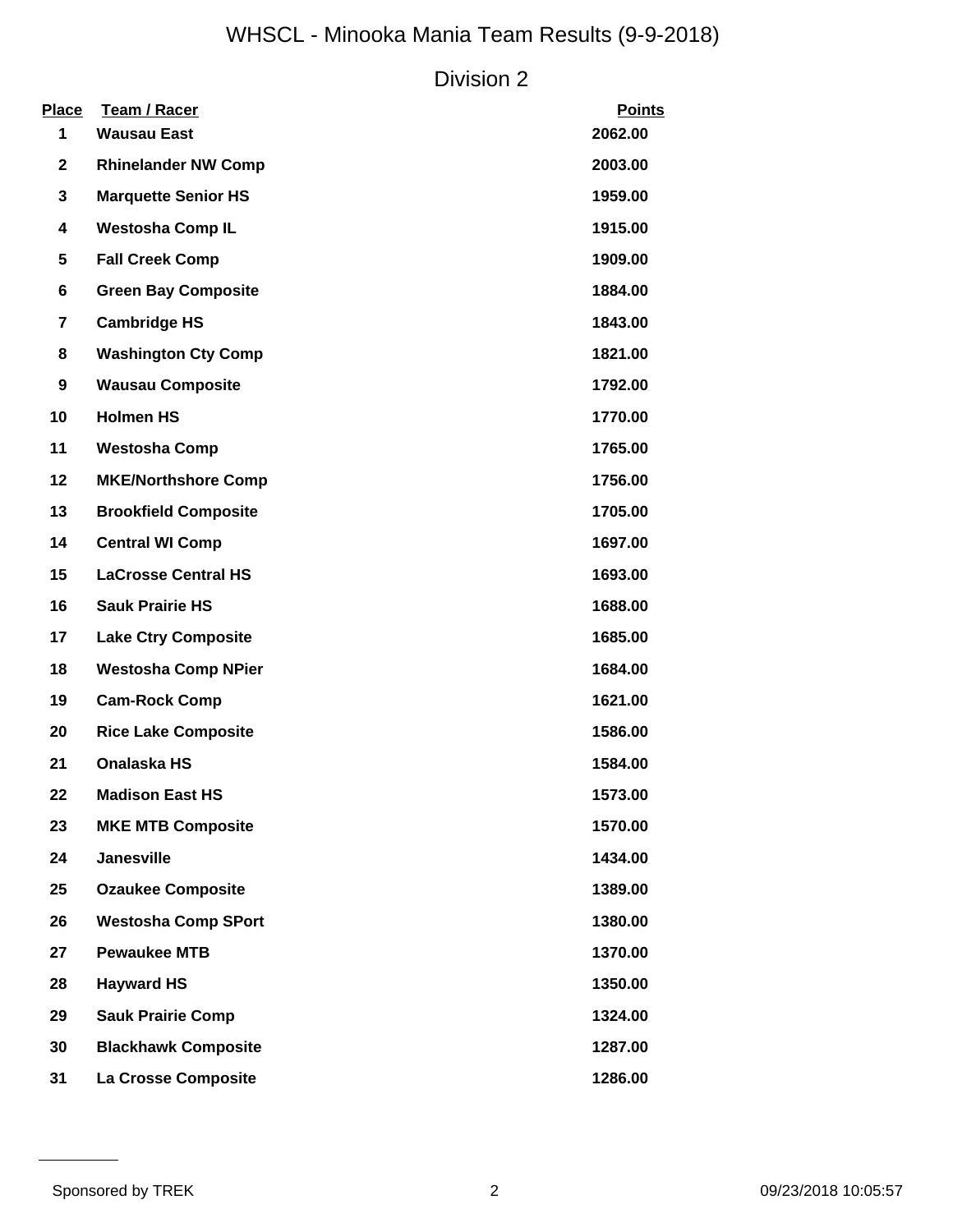# WHSCL - Minooka Mania Team Results (9-9-2018)

## Division 2

| Place | Team / Racer | Points |
|---|---|---|
| 1 | **Wausau East** | **2062.00** |
| 2 | **Rhinelander NW Comp** | **2003.00** |
| 3 | **Marquette Senior HS** | **1959.00** |
| 4 | **Westosha Comp IL** | **1915.00** |
| 5 | **Fall Creek Comp** | **1909.00** |
| 6 | **Green Bay Composite** | **1884.00** |
| 7 | **Cambridge HS** | **1843.00** |
| 8 | **Washington Cty Comp** | **1821.00** |
| 9 | **Wausau Composite** | **1792.00** |
| 10 | **Holmen HS** | **1770.00** |
| 11 | **Westosha Comp** | **1765.00** |
| 12 | **MKE/Northshore Comp** | **1756.00** |
| 13 | **Brookfield Composite** | **1705.00** |
| 14 | **Central WI Comp** | **1697.00** |
| 15 | **LaCrosse Central HS** | **1693.00** |
| 16 | **Sauk Prairie HS** | **1688.00** |
| 17 | **Lake Ctry Composite** | **1685.00** |
| 18 | **Westosha Comp NPier** | **1684.00** |
| 19 | **Cam-Rock Comp** | **1621.00** |
| 20 | **Rice Lake Composite** | **1586.00** |
| 21 | **Onalaska HS** | **1584.00** |
| 22 | **Madison East HS** | **1573.00** |
| 23 | **MKE MTB Composite** | **1570.00** |
| 24 | **Janesville** | **1434.00** |
| 25 | **Ozaukee Composite** | **1389.00** |
| 26 | **Westosha Comp SPort** | **1380.00** |
| 27 | **Pewaukee MTB** | **1370.00** |
| 28 | **Hayward HS** | **1350.00** |
| 29 | **Sauk Prairie Comp** | **1324.00** |
| 30 | **Blackhawk Composite** | **1287.00** |
| 31 | **La Crosse Composite** | **1286.00** |

Sponsored by TREK 09/23/2018 10:05:57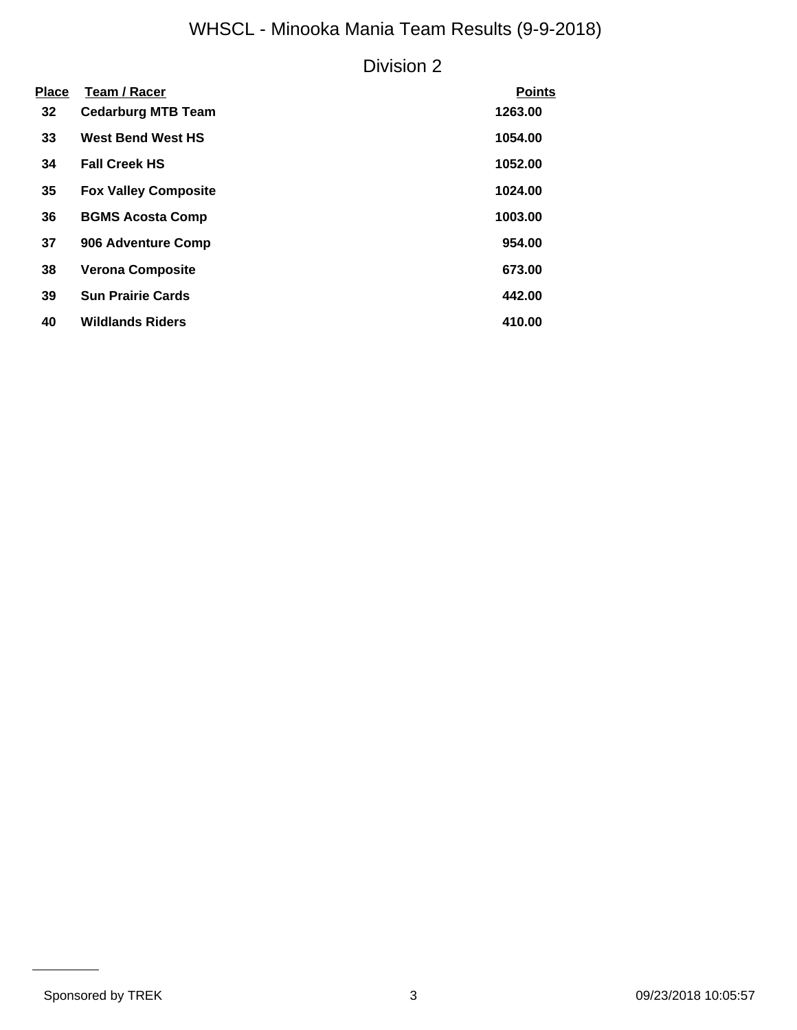# WHSCL - Minooka Mania Team Results (9-9-2018)

## Division 2

| Place | Team / Racer | Points |
|---|---|---|
| 32 | **Cedarburg MTB Team** | 1263.00 |
| 33 | **West Bend West HS** | 1054.00 |
| 34 | **Fall Creek HS** | 1052.00 |
| 35 | **Fox Valley Composite** | 1024.00 |
| 36 | **BGMS Acosta Comp** | 1003.00 |
| 37 | **906 Adventure Comp** | 954.00 |
| 38 | **Verona Composite** | 673.00 |
| 39 | **Sun Prairie Cards** | 442.00 |
| 40 | **Wildlands Riders** | 410.00 |

Sponsored by TREK

09/23/2018 10:05:57